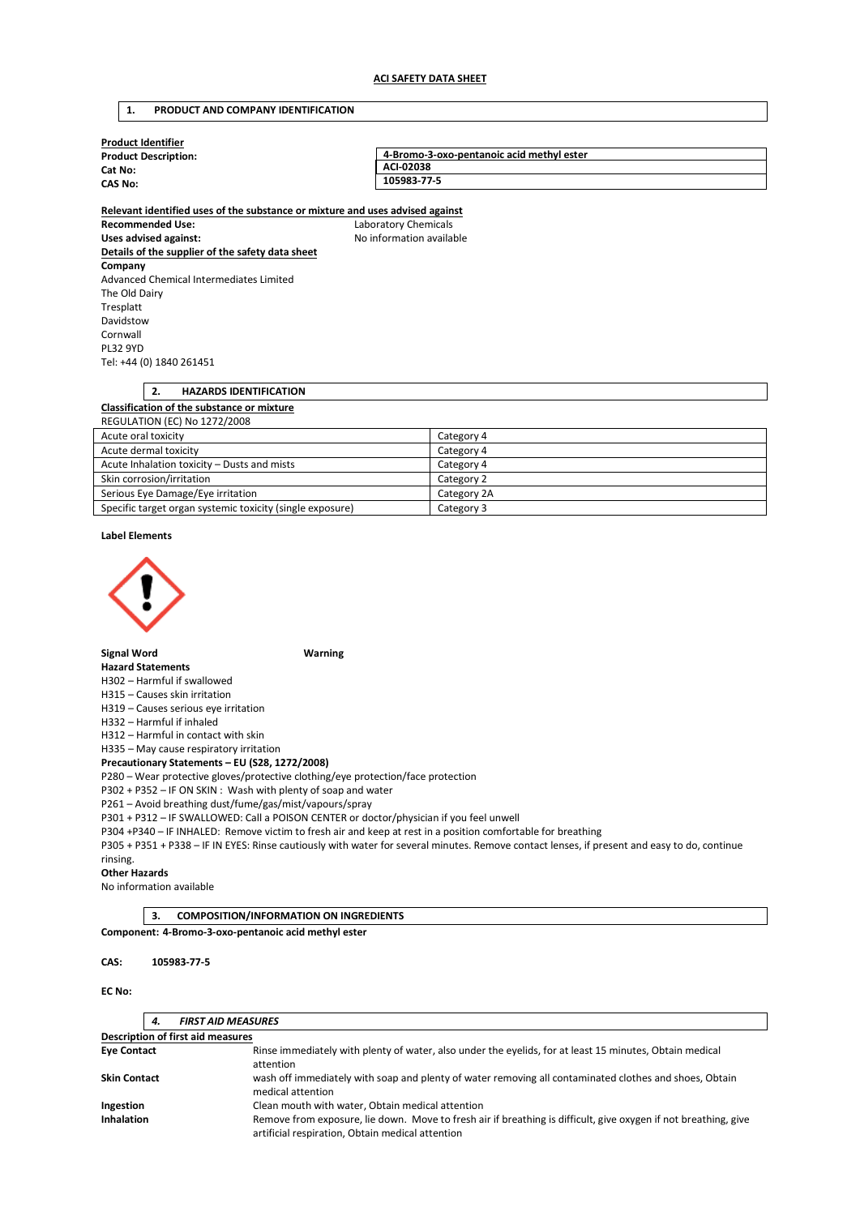# ACI SAFETY DATA SHEET

## 1. PRODUCT AND COMPANY IDENTIFICATION

**Product Identifier**

| | |
|---|---|
| **Product Description:** | **4-Bromo-3-oxo-pentanoic acid methyl ester** |
| **Cat No:** | **ACI-02038** |
| **CAS No:** | **105983-77-5** |

**Relevant identified uses of the substance or mixture and uses advised against**

**Recommended Use:** Laboratory Chemicals

**Uses advised against:** No information available

**Details of the supplier of the safety data sheet**

**Company**

Advanced Chemical Intermediates Limited
The Old Dairy
Tresplatt
Davidstow
Cornwall
PL32 9YD
Tel: +44 (0) 1840 261451

## 2. HAZARDS IDENTIFICATION

**Classification of the substance or mixture**

REGULATION (EC) No 1272/2008

| | |
|---|---|
| Acute oral toxicity | Category 4 |
| Acute dermal toxicity | Category 4 |
| Acute Inhalation toxicity – Dusts and mists | Category 4 |
| Skin corrosion/irritation | Category 2 |
| Serious Eye Damage/Eye irritation | Category 2A |
| Specific target organ systemic toxicity (single exposure) | Category 3 |

**Label Elements**

**Signal Word** **Warning**

**Hazard Statements**

H302 – Harmful if swallowed
H315 – Causes skin irritation
H319 – Causes serious eye irritation
H332 – Harmful if inhaled
H312 – Harmful in contact with skin
H335 – May cause respiratory irritation

**Precautionary Statements – EU (S28, 1272/2008)**

P280 – Wear protective gloves/protective clothing/eye protection/face protection
P302 + P352 – IF ON SKIN : Wash with plenty of soap and water
P261 – Avoid breathing dust/fume/gas/mist/vapours/spray
P301 + P312 – IF SWALLOWED: Call a POISON CENTER or doctor/physician if you feel unwell
P304 +P340 – IF INHALED: Remove victim to fresh air and keep at rest in a position comfortable for breathing
P305 + P351 + P338 – IF IN EYES: Rinse cautiously with water for several minutes. Remove contact lenses, if present and easy to do, continue rinsing.

**Other Hazards**

No information available

## 3. COMPOSITION/INFORMATION ON INGREDIENTS

**Component: 4-Bromo-3-oxo-pentanoic acid methyl ester**

**CAS:** 105983-77-5

**EC No:**

## 4. *FIRST AID MEASURES*

**Description of first aid measures**

| | |
|---|---|
| **Eye Contact** | Rinse immediately with plenty of water, also under the eyelids, for at least 15 minutes, Obtain medical attention |
| **Skin Contact** | wash off immediately with soap and plenty of water removing all contaminated clothes and shoes, Obtain medical attention |
| **Ingestion** | Clean mouth with water, Obtain medical attention |
| **Inhalation** | Remove from exposure, lie down. Move to fresh air if breathing is difficult, give oxygen if not breathing, give artificial respiration, Obtain medical attention |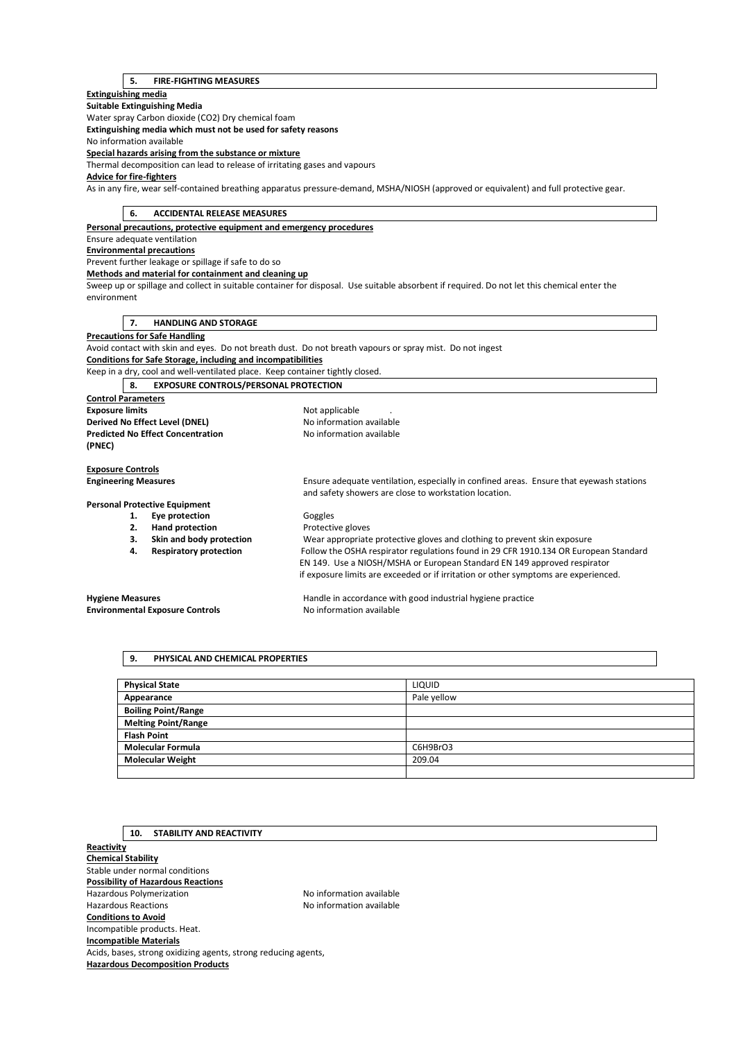## 5. FIRE-FIGHTING MEASURES

**Extinguishing media**

**Suitable Extinguishing Media**

Water spray Carbon dioxide ($CO_2$) Dry chemical foam

**Extinguishing media which must not be used for safety reasons**

No information available

**Special hazards arising from the substance or mixture**

Thermal decomposition can lead to release of irritating gases and vapours

**Advice for fire-fighters**

As in any fire, wear self-contained breathing apparatus pressure-demand, MSHA/NIOSH (approved or equivalent) and full protective gear.

## 6. ACCIDENTAL RELEASE MEASURES

**Personal precautions, protective equipment and emergency procedures**

Ensure adequate ventilation

**Environmental precautions**

Prevent further leakage or spillage if safe to do so

**Methods and material for containment and cleaning up**

Sweep up or spillage and collect in suitable container for disposal. Use suitable absorbent if required. Do not let this chemical enter the environment

## 7. HANDLING AND STORAGE

**Precautions for Safe Handling**

Avoid contact with skin and eyes. Do not breath dust. Do not breath vapours or spray mist. Do not ingest

**Conditions for Safe Storage, including and incompatibilities**

Keep in a dry, cool and well-ventilated place. Keep container tightly closed.

## 8. EXPOSURE CONTROLS/PERSONAL PROTECTION

**Control Parameters**

**Exposure limits** Not applicable .

**Derived No Effect Level (DNEL)** No information available

**Predicted No Effect Concentration (PNEC)** No information available

**Exposure Controls**

**Engineering Measures** Ensure adequate ventilation, especially in confined areas. Ensure that eyewash stations and safety showers are close to workstation location.

**Personal Protective Equipment**

1. **Eye protection** Goggles
2. **Hand protection** Protective gloves
3. **Skin and body protection** Wear appropriate protective gloves and clothing to prevent skin exposure
4. **Respiratory protection** Follow the OSHA respirator regulations found in 29 CFR 1910.134 OR European Standard EN 149. Use a NIOSH/MSHA or European Standard EN 149 approved respirator if exposure limits are exceeded or if irritation or other symptoms are experienced.

**Hygiene Measures** Handle in accordance with good industrial hygiene practice

**Environmental Exposure Controls** No information available

## 9. PHYSICAL AND CHEMICAL PROPERTIES

| | |
|---|---|
| **Physical State** | LIQUID |
| **Appearance** | Pale yellow |
| **Boiling Point/Range** | |
| **Melting Point/Range** | |
| **Flash Point** | |
| **Molecular Formula** | C6H9BrO3 |
| **Molecular Weight** | 209.04 |
| | |

## 10. STABILITY AND REACTIVITY

**Reactivity**

**Chemical Stability**

Stable under normal conditions

**Possibility of Hazardous Reactions**

Hazardous Polymerization No information available

Hazardous Reactions No information available

**Conditions to Avoid**

Incompatible products. Heat.

**Incompatible Materials**

Acids, bases, strong oxidizing agents, strong reducing agents,

**Hazardous Decomposition Products**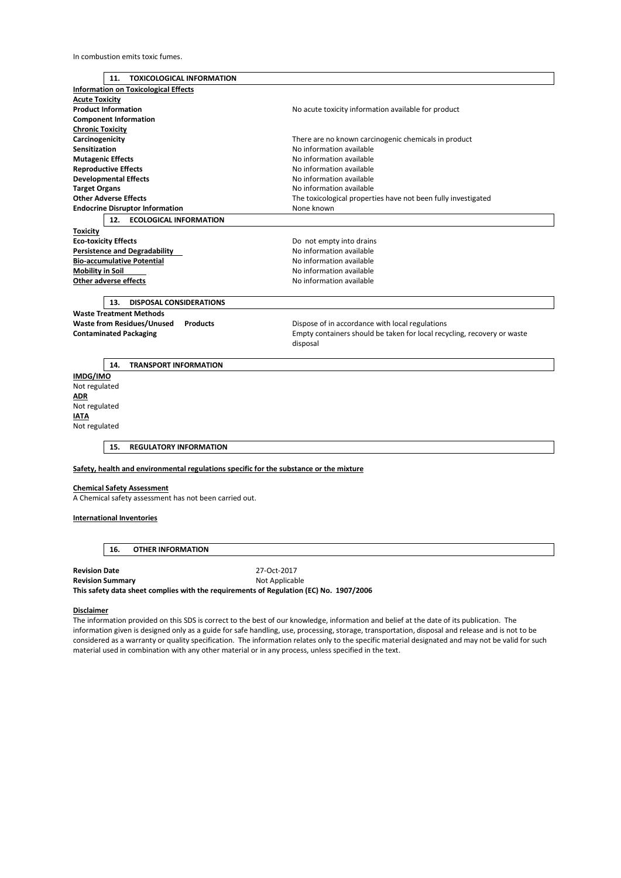In combustion emits toxic fumes.

## 11. TOXICOLOGICAL INFORMATION

**Information on Toxicological Effects**

**Acute Toxicity**

| | |
|---|---|
| **Product Information** | No acute toxicity information available for product |
| **Component Information** | |

**Chronic Toxicity**

| | |
|---|---|
| **Carcinogenicity** | There are no known carcinogenic chemicals in product |
| **Sensitization** | No information available |
| **Mutagenic Effects** | No information available |
| **Reproductive Effects** | No information available |
| **Developmental Effects** | No information available |
| **Target Organs** | No information available |
| **Other Adverse Effects** | The toxicological properties have not been fully investigated |
| **Endocrine Disruptor Information** | None known |

## 12. ECOLOGICAL INFORMATION

**Toxicity**

| | |
|---|---|
| **Eco-toxicity Effects** | Do not empty into drains |
| **Persistence and Degradability** | No information available |
| **Bio-accumulative Potential** | No information available |
| **Mobility in Soil** | No information available |
| **Other adverse effects** | No information available |

## 13. DISPOSAL CONSIDERATIONS

**Waste Treatment Methods**

| | |
|---|---|
| **Waste from Residues/Unused Products** | Dispose of in accordance with local regulations |
| **Contaminated Packaging** | Empty containers should be taken for local recycling, recovery or waste disposal |

## 14. TRANSPORT INFORMATION

**IMDG/IMO**
Not regulated

**ADR**
Not regulated

**IATA**
Not regulated

## 15. REGULATORY INFORMATION

**Safety, health and environmental regulations specific for the substance or the mixture**

**Chemical Safety Assessment**
A Chemical safety assessment has not been carried out.

**International Inventories**

## 16. OTHER INFORMATION

| | |
|---|---|
| **Revision Date** | 27-Oct-2017 |
| **Revision Summary** | Not Applicable |

**This safety data sheet complies with the requirements of Regulation (EC) No. 1907/2006**

**Disclaimer**

The information provided on this SDS is correct to the best of our knowledge, information and belief at the date of its publication. The information given is designed only as a guide for safe handling, use, processing, storage, transportation, disposal and release and is not to be considered as a warranty or quality specification. The information relates only to the specific material designated and may not be valid for such material used in combination with any other material or in any process, unless specified in the text.